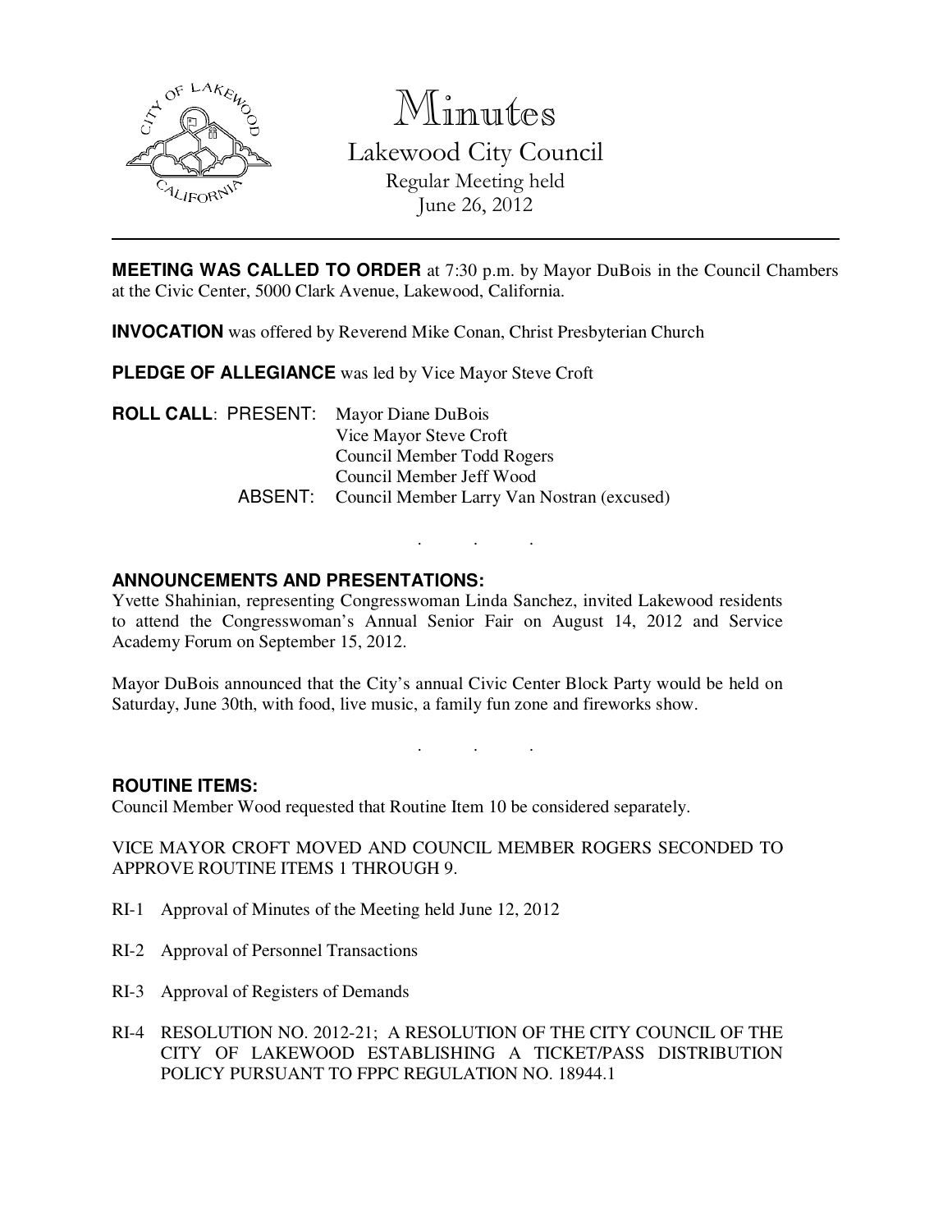# Minutes

## Lakewood City Council

Regular Meeting held
June 26, 2012

---

**MEETING WAS CALLED TO ORDER** at 7:30 p.m. by Mayor DuBois in the Council Chambers at the Civic Center, 5000 Clark Avenue, Lakewood, California.

**INVOCATION** was offered by Reverend Mike Conan, Christ Presbyterian Church

**PLEDGE OF ALLEGIANCE** was led by Vice Mayor Steve Croft

**ROLL CALL**: PRESENT: Mayor Diane DuBois
Vice Mayor Steve Croft
Council Member Todd Rogers
Council Member Jeff Wood
ABSENT: Council Member Larry Van Nostran (excused)

. . .

**ANNOUNCEMENTS AND PRESENTATIONS:**

Yvette Shahinian, representing Congresswoman Linda Sanchez, invited Lakewood residents to attend the Congresswoman's Annual Senior Fair on August 14, 2012 and Service Academy Forum on September 15, 2012.

Mayor DuBois announced that the City's annual Civic Center Block Party would be held on Saturday, June 30th, with food, live music, a family fun zone and fireworks show.

. . .

**ROUTINE ITEMS:**

Council Member Wood requested that Routine Item 10 be considered separately.

VICE MAYOR CROFT MOVED AND COUNCIL MEMBER ROGERS SECONDED TO APPROVE ROUTINE ITEMS 1 THROUGH 9.

RI-1 Approval of Minutes of the Meeting held June 12, 2012

RI-2 Approval of Personnel Transactions

RI-3 Approval of Registers of Demands

RI-4 RESOLUTION NO. 2012-21; A RESOLUTION OF THE CITY COUNCIL OF THE CITY OF LAKEWOOD ESTABLISHING A TICKET/PASS DISTRIBUTION POLICY PURSUANT TO FPPC REGULATION NO. 18944.1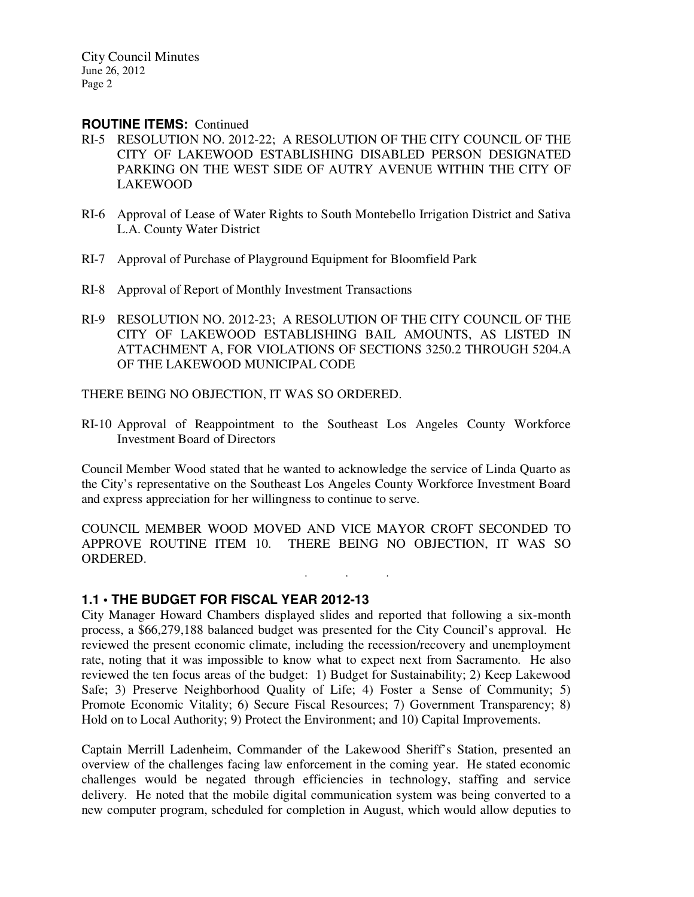**ROUTINE ITEMS:** Continued

RI-5 RESOLUTION NO. 2012-22; A RESOLUTION OF THE CITY COUNCIL OF THE CITY OF LAKEWOOD ESTABLISHING DISABLED PERSON DESIGNATED PARKING ON THE WEST SIDE OF AUTRY AVENUE WITHIN THE CITY OF LAKEWOOD

RI-6 Approval of Lease of Water Rights to South Montebello Irrigation District and Sativa L.A. County Water District

RI-7 Approval of Purchase of Playground Equipment for Bloomfield Park

RI-8 Approval of Report of Monthly Investment Transactions

RI-9 RESOLUTION NO. 2012-23; A RESOLUTION OF THE CITY COUNCIL OF THE CITY OF LAKEWOOD ESTABLISHING BAIL AMOUNTS, AS LISTED IN ATTACHMENT A, FOR VIOLATIONS OF SECTIONS 3250.2 THROUGH 5204.A OF THE LAKEWOOD MUNICIPAL CODE

THERE BEING NO OBJECTION, IT WAS SO ORDERED.

RI-10 Approval of Reappointment to the Southeast Los Angeles County Workforce Investment Board of Directors

Council Member Wood stated that he wanted to acknowledge the service of Linda Quarto as the City's representative on the Southeast Los Angeles County Workforce Investment Board and express appreciation for her willingness to continue to serve.

COUNCIL MEMBER WOOD MOVED AND VICE MAYOR CROFT SECONDED TO APPROVE ROUTINE ITEM 10. THERE BEING NO OBJECTION, IT WAS SO ORDERED.

. . .

## 1.1 • THE BUDGET FOR FISCAL YEAR 2012-13

City Manager Howard Chambers displayed slides and reported that following a six-month process, a $66,279,188 balanced budget was presented for the City Council's approval. He reviewed the present economic climate, including the recession/recovery and unemployment rate, noting that it was impossible to know what to expect next from Sacramento. He also reviewed the ten focus areas of the budget: 1) Budget for Sustainability; 2) Keep Lakewood Safe; 3) Preserve Neighborhood Quality of Life; 4) Foster a Sense of Community; 5) Promote Economic Vitality; 6) Secure Fiscal Resources; 7) Government Transparency; 8) Hold on to Local Authority; 9) Protect the Environment; and 10) Capital Improvements.

Captain Merrill Ladenheim, Commander of the Lakewood Sheriff's Station, presented an overview of the challenges facing law enforcement in the coming year. He stated economic challenges would be negated through efficiencies in technology, staffing and service delivery. He noted that the mobile digital communication system was being converted to a new computer program, scheduled for completion in August, which would allow deputies to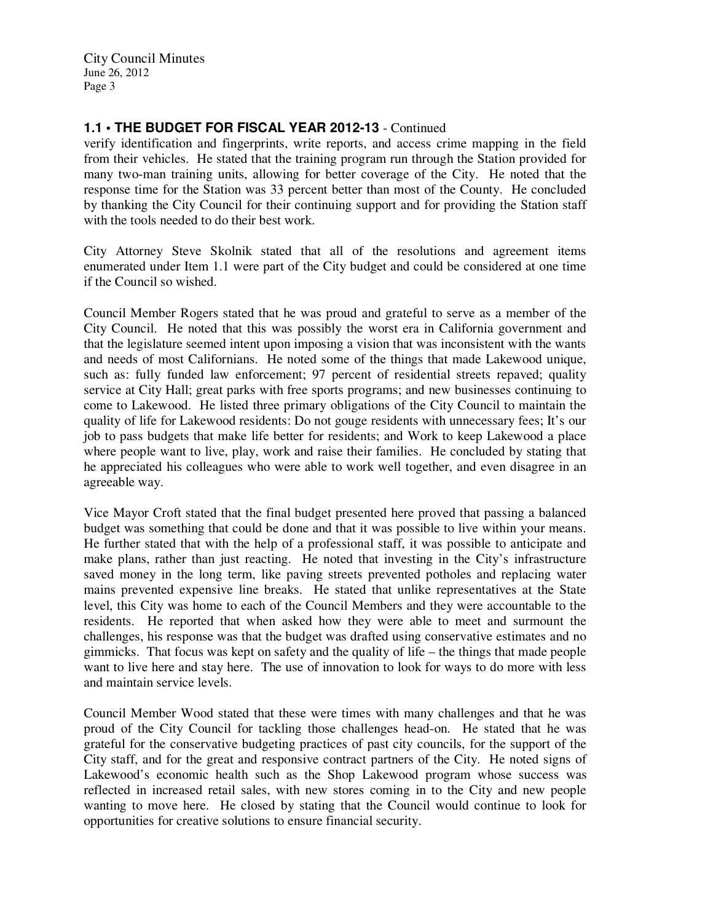## 1.1 • THE BUDGET FOR FISCAL YEAR 2012-13 - Continued

verify identification and fingerprints, write reports, and access crime mapping in the field from their vehicles. He stated that the training program run through the Station provided for many two-man training units, allowing for better coverage of the City. He noted that the response time for the Station was 33 percent better than most of the County. He concluded by thanking the City Council for their continuing support and for providing the Station staff with the tools needed to do their best work.

City Attorney Steve Skolnik stated that all of the resolutions and agreement items enumerated under Item 1.1 were part of the City budget and could be considered at one time if the Council so wished.

Council Member Rogers stated that he was proud and grateful to serve as a member of the City Council. He noted that this was possibly the worst era in California government and that the legislature seemed intent upon imposing a vision that was inconsistent with the wants and needs of most Californians. He noted some of the things that made Lakewood unique, such as: fully funded law enforcement; 97 percent of residential streets repaved; quality service at City Hall; great parks with free sports programs; and new businesses continuing to come to Lakewood. He listed three primary obligations of the City Council to maintain the quality of life for Lakewood residents: Do not gouge residents with unnecessary fees; It's our job to pass budgets that make life better for residents; and Work to keep Lakewood a place where people want to live, play, work and raise their families. He concluded by stating that he appreciated his colleagues who were able to work well together, and even disagree in an agreeable way.

Vice Mayor Croft stated that the final budget presented here proved that passing a balanced budget was something that could be done and that it was possible to live within your means. He further stated that with the help of a professional staff, it was possible to anticipate and make plans, rather than just reacting. He noted that investing in the City's infrastructure saved money in the long term, like paving streets prevented potholes and replacing water mains prevented expensive line breaks. He stated that unlike representatives at the State level, this City was home to each of the Council Members and they were accountable to the residents. He reported that when asked how they were able to meet and surmount the challenges, his response was that the budget was drafted using conservative estimates and no gimmicks. That focus was kept on safety and the quality of life – the things that made people want to live here and stay here. The use of innovation to look for ways to do more with less and maintain service levels.

Council Member Wood stated that these were times with many challenges and that he was proud of the City Council for tackling those challenges head-on. He stated that he was grateful for the conservative budgeting practices of past city councils, for the support of the City staff, and for the great and responsive contract partners of the City. He noted signs of Lakewood's economic health such as the Shop Lakewood program whose success was reflected in increased retail sales, with new stores coming in to the City and new people wanting to move here. He closed by stating that the Council would continue to look for opportunities for creative solutions to ensure financial security.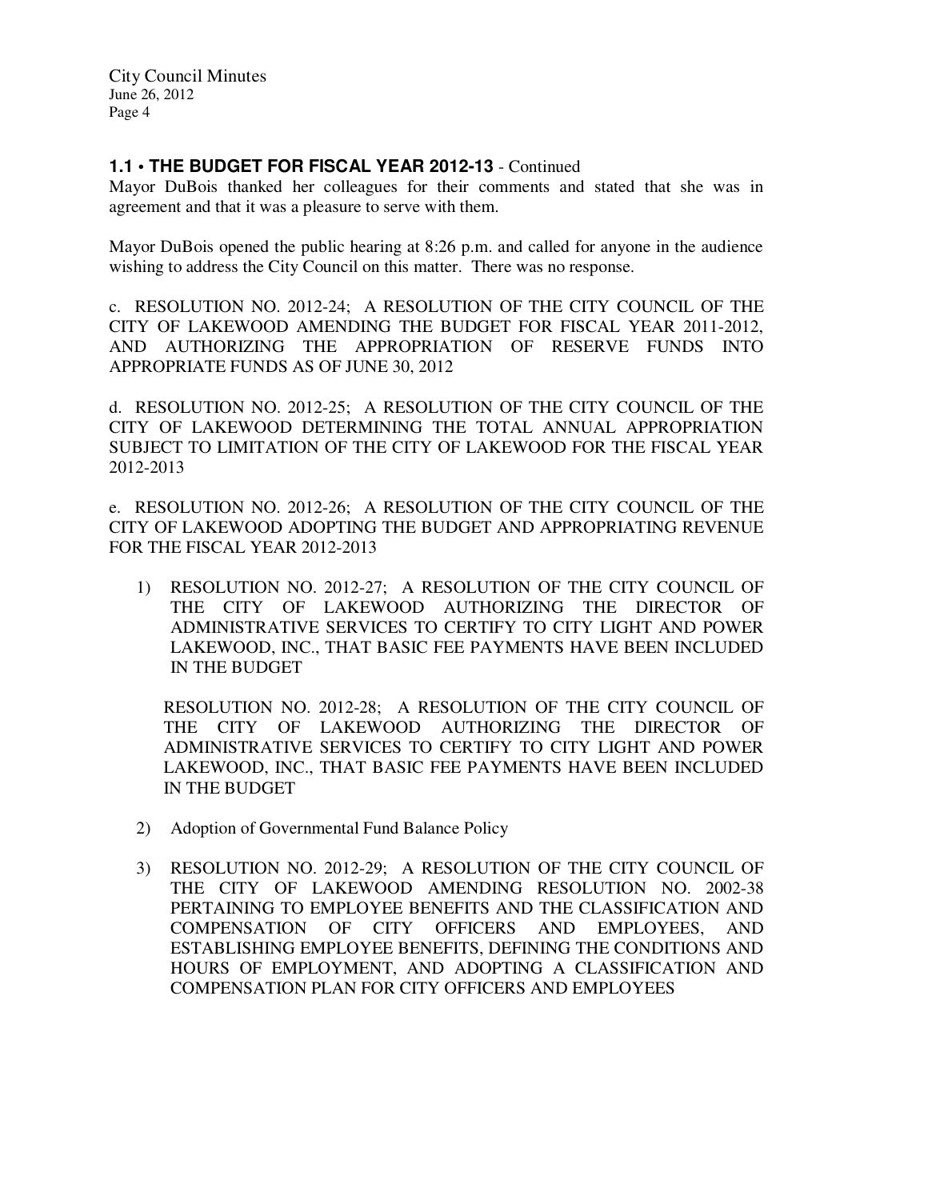**1.1 • THE BUDGET FOR FISCAL YEAR 2012-13** - Continued

Mayor DuBois thanked her colleagues for their comments and stated that she was in agreement and that it was a pleasure to serve with them.

Mayor DuBois opened the public hearing at 8:26 p.m. and called for anyone in the audience wishing to address the City Council on this matter. There was no response.

c. RESOLUTION NO. 2012-24; A RESOLUTION OF THE CITY COUNCIL OF THE CITY OF LAKEWOOD AMENDING THE BUDGET FOR FISCAL YEAR 2011-2012, AND AUTHORIZING THE APPROPRIATION OF RESERVE FUNDS INTO APPROPRIATE FUNDS AS OF JUNE 30, 2012

d. RESOLUTION NO. 2012-25; A RESOLUTION OF THE CITY COUNCIL OF THE CITY OF LAKEWOOD DETERMINING THE TOTAL ANNUAL APPROPRIATION SUBJECT TO LIMITATION OF THE CITY OF LAKEWOOD FOR THE FISCAL YEAR 2012-2013

e. RESOLUTION NO. 2012-26; A RESOLUTION OF THE CITY COUNCIL OF THE CITY OF LAKEWOOD ADOPTING THE BUDGET AND APPROPRIATING REVENUE FOR THE FISCAL YEAR 2012-2013

1) RESOLUTION NO. 2012-27; A RESOLUTION OF THE CITY COUNCIL OF THE CITY OF LAKEWOOD AUTHORIZING THE DIRECTOR OF ADMINISTRATIVE SERVICES TO CERTIFY TO CITY LIGHT AND POWER LAKEWOOD, INC., THAT BASIC FEE PAYMENTS HAVE BEEN INCLUDED IN THE BUDGET

   RESOLUTION NO. 2012-28; A RESOLUTION OF THE CITY COUNCIL OF THE CITY OF LAKEWOOD AUTHORIZING THE DIRECTOR OF ADMINISTRATIVE SERVICES TO CERTIFY TO CITY LIGHT AND POWER LAKEWOOD, INC., THAT BASIC FEE PAYMENTS HAVE BEEN INCLUDED IN THE BUDGET

2) Adoption of Governmental Fund Balance Policy

3) RESOLUTION NO. 2012-29; A RESOLUTION OF THE CITY COUNCIL OF THE CITY OF LAKEWOOD AMENDING RESOLUTION NO. 2002-38 PERTAINING TO EMPLOYEE BENEFITS AND THE CLASSIFICATION AND COMPENSATION OF CITY OFFICERS AND EMPLOYEES, AND ESTABLISHING EMPLOYEE BENEFITS, DEFINING THE CONDITIONS AND HOURS OF EMPLOYMENT, AND ADOPTING A CLASSIFICATION AND COMPENSATION PLAN FOR CITY OFFICERS AND EMPLOYEES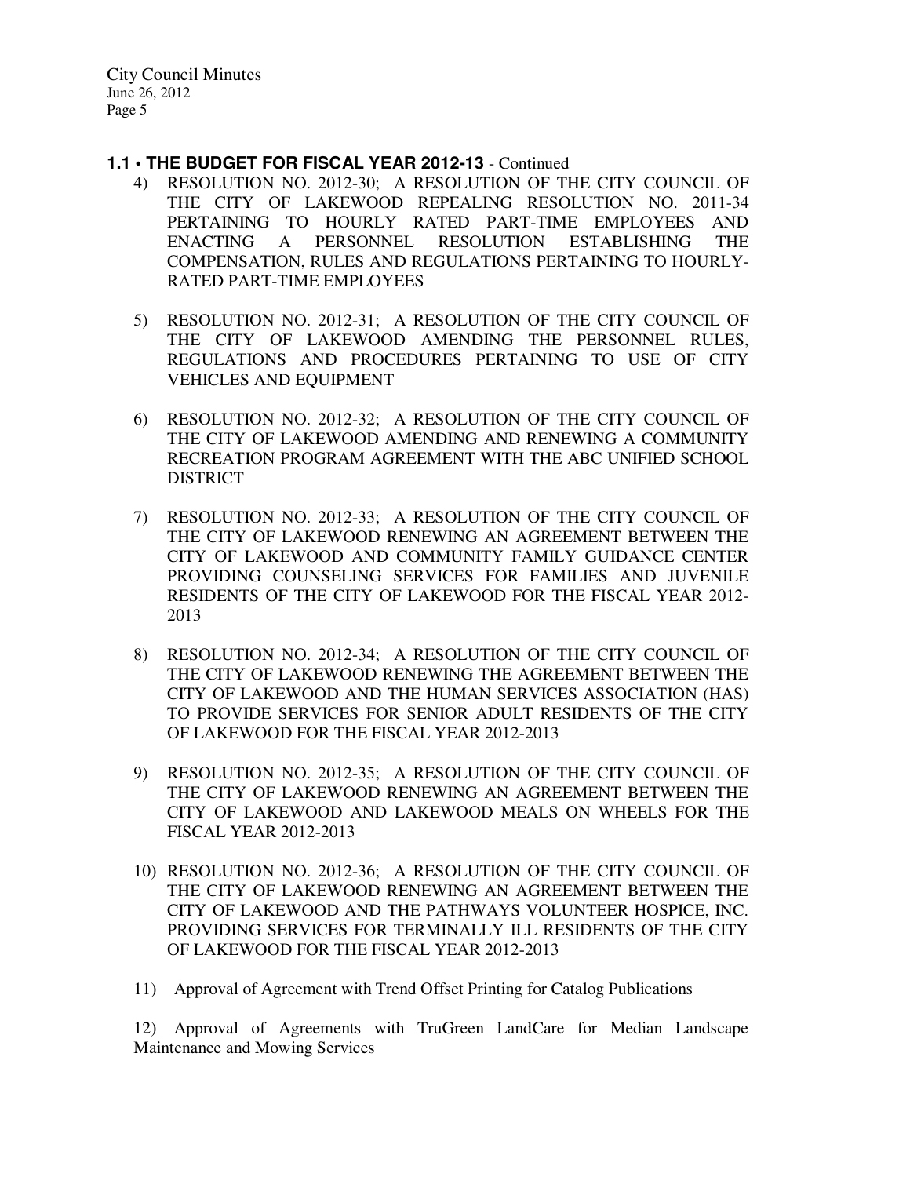## 1.1 • THE BUDGET FOR FISCAL YEAR 2012-13 - Continued

4) RESOLUTION NO. 2012-30; A RESOLUTION OF THE CITY COUNCIL OF THE CITY OF LAKEWOOD REPEALING RESOLUTION NO. 2011-34 PERTAINING TO HOURLY RATED PART-TIME EMPLOYEES AND ENACTING A PERSONNEL RESOLUTION ESTABLISHING THE COMPENSATION, RULES AND REGULATIONS PERTAINING TO HOURLY-RATED PART-TIME EMPLOYEES

5) RESOLUTION NO. 2012-31; A RESOLUTION OF THE CITY COUNCIL OF THE CITY OF LAKEWOOD AMENDING THE PERSONNEL RULES, REGULATIONS AND PROCEDURES PERTAINING TO USE OF CITY VEHICLES AND EQUIPMENT

6) RESOLUTION NO. 2012-32; A RESOLUTION OF THE CITY COUNCIL OF THE CITY OF LAKEWOOD AMENDING AND RENEWING A COMMUNITY RECREATION PROGRAM AGREEMENT WITH THE ABC UNIFIED SCHOOL DISTRICT

7) RESOLUTION NO. 2012-33; A RESOLUTION OF THE CITY COUNCIL OF THE CITY OF LAKEWOOD RENEWING AN AGREEMENT BETWEEN THE CITY OF LAKEWOOD AND COMMUNITY FAMILY GUIDANCE CENTER PROVIDING COUNSELING SERVICES FOR FAMILIES AND JUVENILE RESIDENTS OF THE CITY OF LAKEWOOD FOR THE FISCAL YEAR 2012-2013

8) RESOLUTION NO. 2012-34; A RESOLUTION OF THE CITY COUNCIL OF THE CITY OF LAKEWOOD RENEWING THE AGREEMENT BETWEEN THE CITY OF LAKEWOOD AND THE HUMAN SERVICES ASSOCIATION (HAS) TO PROVIDE SERVICES FOR SENIOR ADULT RESIDENTS OF THE CITY OF LAKEWOOD FOR THE FISCAL YEAR 2012-2013

9) RESOLUTION NO. 2012-35; A RESOLUTION OF THE CITY COUNCIL OF THE CITY OF LAKEWOOD RENEWING AN AGREEMENT BETWEEN THE CITY OF LAKEWOOD AND LAKEWOOD MEALS ON WHEELS FOR THE FISCAL YEAR 2012-2013

10) RESOLUTION NO. 2012-36; A RESOLUTION OF THE CITY COUNCIL OF THE CITY OF LAKEWOOD RENEWING AN AGREEMENT BETWEEN THE CITY OF LAKEWOOD AND THE PATHWAYS VOLUNTEER HOSPICE, INC. PROVIDING SERVICES FOR TERMINALLY ILL RESIDENTS OF THE CITY OF LAKEWOOD FOR THE FISCAL YEAR 2012-2013

11) Approval of Agreement with Trend Offset Printing for Catalog Publications

12) Approval of Agreements with TruGreen LandCare for Median Landscape Maintenance and Mowing Services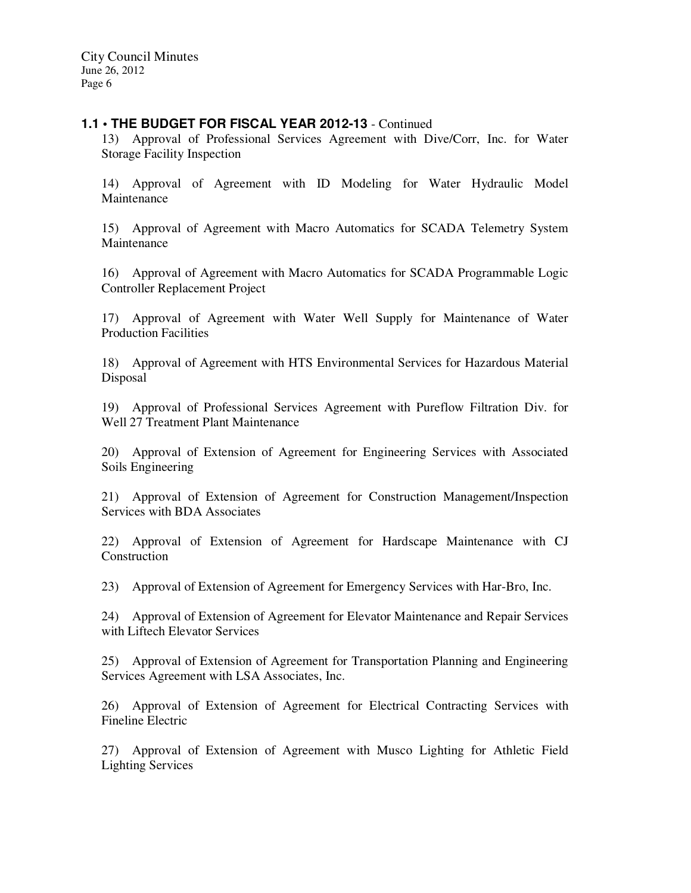**1.1 • THE BUDGET FOR FISCAL YEAR 2012-13** - Continued

13) Approval of Professional Services Agreement with Dive/Corr, Inc. for Water Storage Facility Inspection

14) Approval of Agreement with ID Modeling for Water Hydraulic Model Maintenance

15) Approval of Agreement with Macro Automatics for SCADA Telemetry System Maintenance

16) Approval of Agreement with Macro Automatics for SCADA Programmable Logic Controller Replacement Project

17) Approval of Agreement with Water Well Supply for Maintenance of Water Production Facilities

18) Approval of Agreement with HTS Environmental Services for Hazardous Material Disposal

19) Approval of Professional Services Agreement with Pureflow Filtration Div. for Well 27 Treatment Plant Maintenance

20) Approval of Extension of Agreement for Engineering Services with Associated Soils Engineering

21) Approval of Extension of Agreement for Construction Management/Inspection Services with BDA Associates

22) Approval of Extension of Agreement for Hardscape Maintenance with CJ Construction

23) Approval of Extension of Agreement for Emergency Services with Har-Bro, Inc.

24) Approval of Extension of Agreement for Elevator Maintenance and Repair Services with Liftech Elevator Services

25) Approval of Extension of Agreement for Transportation Planning and Engineering Services Agreement with LSA Associates, Inc.

26) Approval of Extension of Agreement for Electrical Contracting Services with Fineline Electric

27) Approval of Extension of Agreement with Musco Lighting for Athletic Field Lighting Services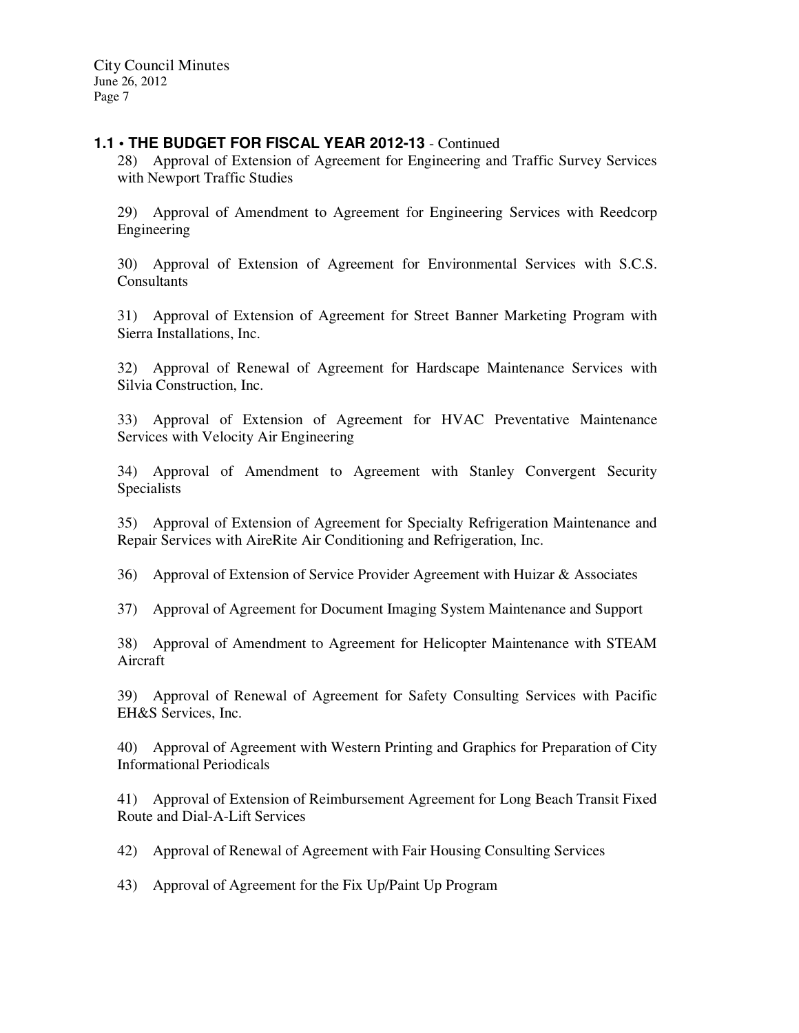**1.1 • THE BUDGET FOR FISCAL YEAR 2012-13** - Continued

28) Approval of Extension of Agreement for Engineering and Traffic Survey Services with Newport Traffic Studies

29) Approval of Amendment to Agreement for Engineering Services with Reedcorp Engineering

30) Approval of Extension of Agreement for Environmental Services with S.C.S. Consultants

31) Approval of Extension of Agreement for Street Banner Marketing Program with Sierra Installations, Inc.

32) Approval of Renewal of Agreement for Hardscape Maintenance Services with Silvia Construction, Inc.

33) Approval of Extension of Agreement for HVAC Preventative Maintenance Services with Velocity Air Engineering

34) Approval of Amendment to Agreement with Stanley Convergent Security Specialists

35) Approval of Extension of Agreement for Specialty Refrigeration Maintenance and Repair Services with AireRite Air Conditioning and Refrigeration, Inc.

36) Approval of Extension of Service Provider Agreement with Huizar & Associates

37) Approval of Agreement for Document Imaging System Maintenance and Support

38) Approval of Amendment to Agreement for Helicopter Maintenance with STEAM Aircraft

39) Approval of Renewal of Agreement for Safety Consulting Services with Pacific EH&S Services, Inc.

40) Approval of Agreement with Western Printing and Graphics for Preparation of City Informational Periodicals

41) Approval of Extension of Reimbursement Agreement for Long Beach Transit Fixed Route and Dial-A-Lift Services

42) Approval of Renewal of Agreement with Fair Housing Consulting Services

43) Approval of Agreement for the Fix Up/Paint Up Program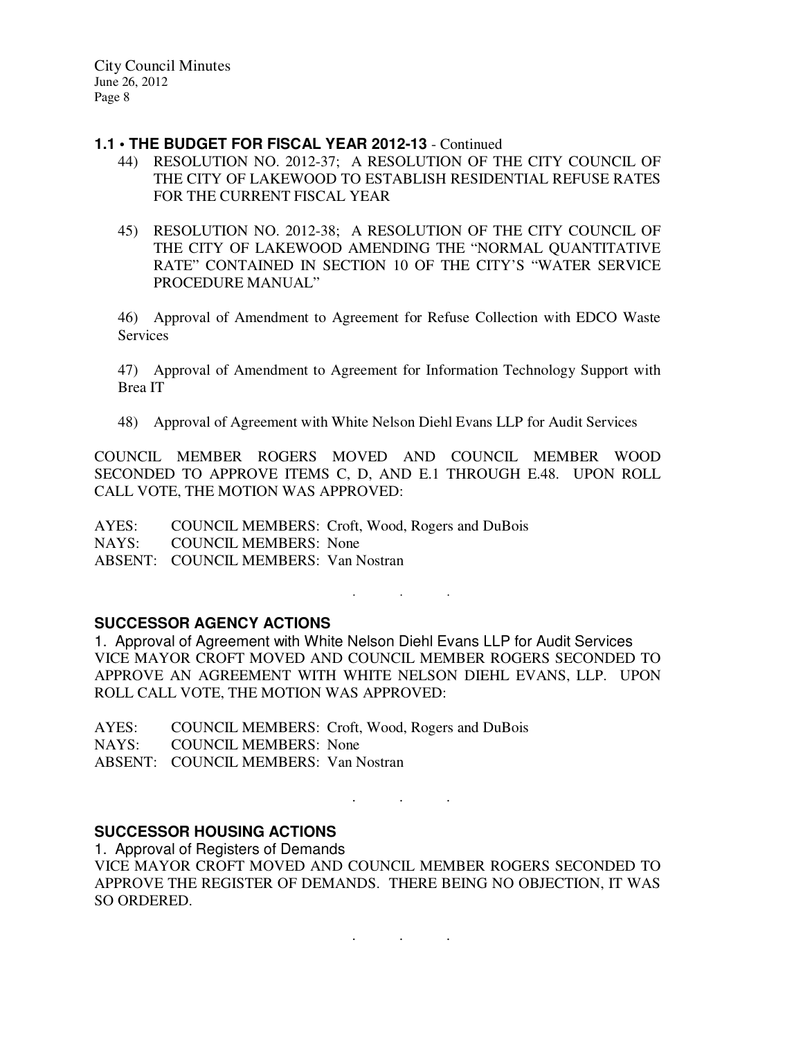### 1.1 • THE BUDGET FOR FISCAL YEAR 2012-13 - Continued

44) RESOLUTION NO. 2012-37; A RESOLUTION OF THE CITY COUNCIL OF THE CITY OF LAKEWOOD TO ESTABLISH RESIDENTIAL REFUSE RATES FOR THE CURRENT FISCAL YEAR

45) RESOLUTION NO. 2012-38; A RESOLUTION OF THE CITY COUNCIL OF THE CITY OF LAKEWOOD AMENDING THE "NORMAL QUANTITATIVE RATE" CONTAINED IN SECTION 10 OF THE CITY'S "WATER SERVICE PROCEDURE MANUAL"

46) Approval of Amendment to Agreement for Refuse Collection with EDCO Waste Services

47) Approval of Amendment to Agreement for Information Technology Support with Brea IT

48) Approval of Agreement with White Nelson Diehl Evans LLP for Audit Services

COUNCIL MEMBER ROGERS MOVED AND COUNCIL MEMBER WOOD SECONDED TO APPROVE ITEMS C, D, AND E.1 THROUGH E.48. UPON ROLL CALL VOTE, THE MOTION WAS APPROVED:

AYES: COUNCIL MEMBERS: Croft, Wood, Rogers and DuBois
NAYS: COUNCIL MEMBERS: None
ABSENT: COUNCIL MEMBERS: Van Nostran

. . .

### SUCCESSOR AGENCY ACTIONS

1. Approval of Agreement with White Nelson Diehl Evans LLP for Audit Services
VICE MAYOR CROFT MOVED AND COUNCIL MEMBER ROGERS SECONDED TO APPROVE AN AGREEMENT WITH WHITE NELSON DIEHL EVANS, LLP. UPON ROLL CALL VOTE, THE MOTION WAS APPROVED:

AYES: COUNCIL MEMBERS: Croft, Wood, Rogers and DuBois
NAYS: COUNCIL MEMBERS: None
ABSENT: COUNCIL MEMBERS: Van Nostran

. . .

### SUCCESSOR HOUSING ACTIONS

1. Approval of Registers of Demands
VICE MAYOR CROFT MOVED AND COUNCIL MEMBER ROGERS SECONDED TO APPROVE THE REGISTER OF DEMANDS. THERE BEING NO OBJECTION, IT WAS SO ORDERED.

. . .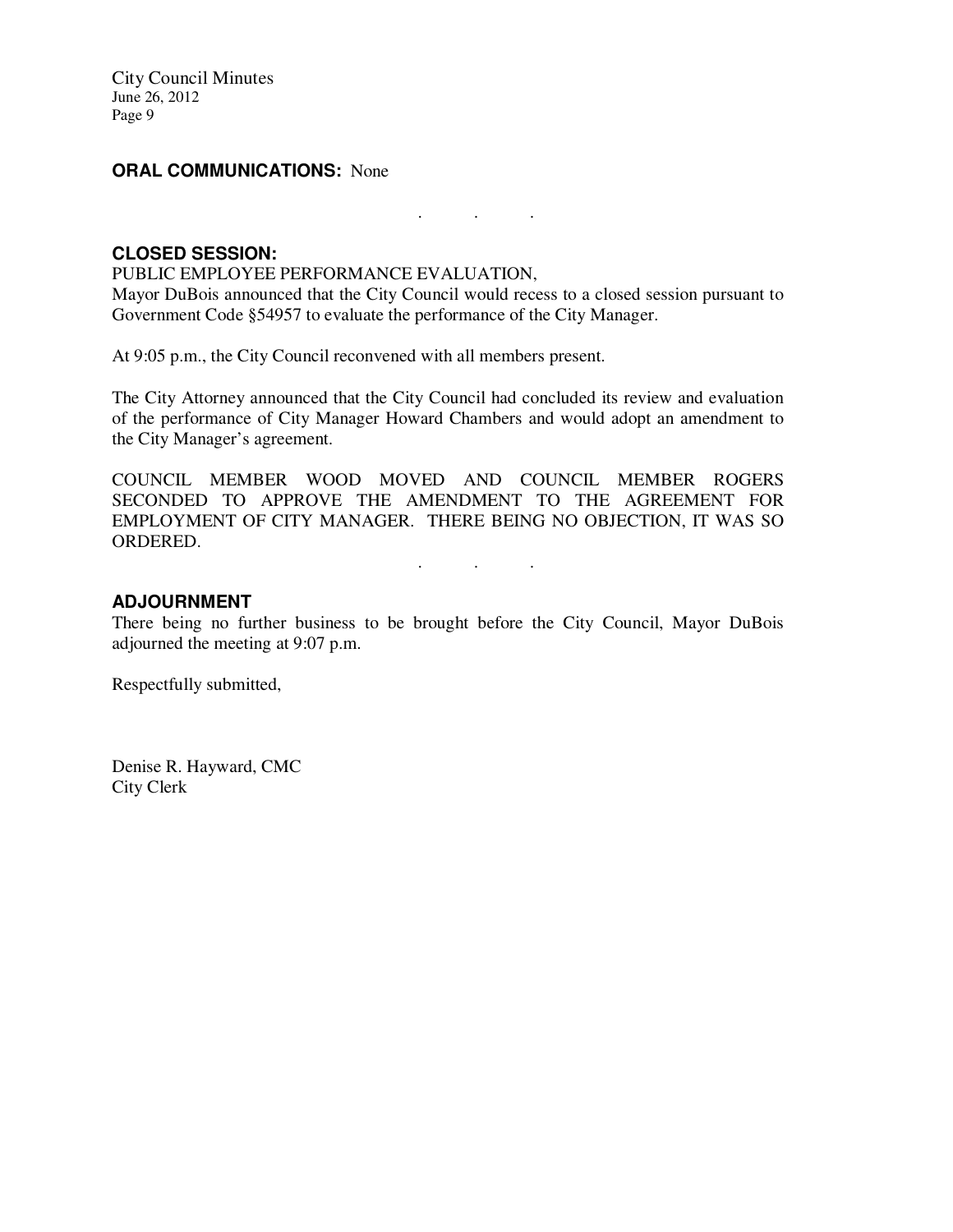**ORAL COMMUNICATIONS:** None

. . .

**CLOSED SESSION:**

PUBLIC EMPLOYEE PERFORMANCE EVALUATION,
Mayor DuBois announced that the City Council would recess to a closed session pursuant to Government Code §54957 to evaluate the performance of the City Manager.

At 9:05 p.m., the City Council reconvened with all members present.

The City Attorney announced that the City Council had concluded its review and evaluation of the performance of City Manager Howard Chambers and would adopt an amendment to the City Manager's agreement.

COUNCIL MEMBER WOOD MOVED AND COUNCIL MEMBER ROGERS SECONDED TO APPROVE THE AMENDMENT TO THE AGREEMENT FOR EMPLOYMENT OF CITY MANAGER. THERE BEING NO OBJECTION, IT WAS SO ORDERED.

. . .

**ADJOURNMENT**

There being no further business to be brought before the City Council, Mayor DuBois adjourned the meeting at 9:07 p.m.

Respectfully submitted,

Denise R. Hayward, CMC
City Clerk